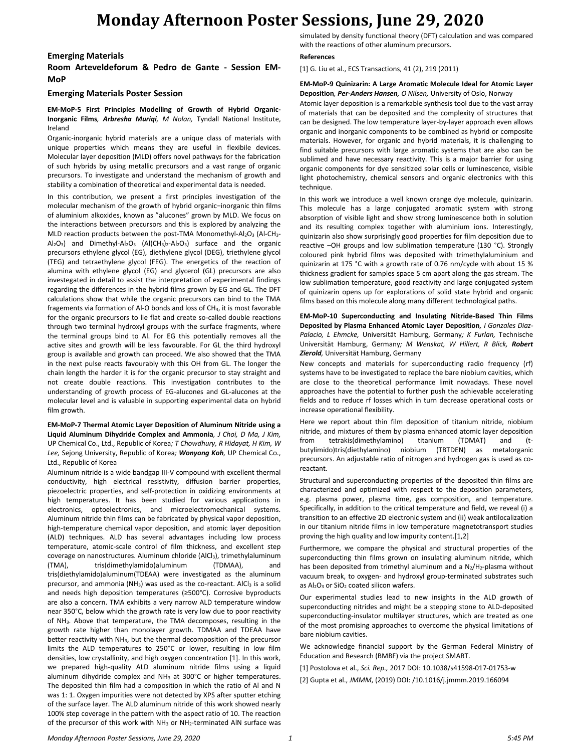# Monday Afternoon Poster Sessions, June 29, 2020

## Emerging Materials

## Room Arteveldeforum & Pedro de Gante - Session EM-MoP

## Emerging Materials Poster Session

**EM-MoP-5 First Principles Modelling of Growth of Hybrid Organic-Inorganic Films**, ***Arbresha Muriqi****, M Nolan,* Tyndall National Institute, Ireland

Organic-inorganic hybrid materials are a unique class of materials with unique properties which means they are useful in flexibile devices. Molecular layer deposition (MLD) offers novel pathways for the fabrication of such hybrids by using metallic precursors and a vast range of organic precursors. To investigate and understand the mechanism of growth and stability a combination of theoretical and experimental data is needed.

In this contribution, we present a first principles investigation of the molecular mechanism of the growth of hybrid organic–inorganic thin films of aluminium alkoxides, known as "alucones" grown by MLD. We focus on the interactions between precursors and this is explored by analyzing the MLD reaction products between the post-TMA Monomethyl-$Al_2O_3$ (Al-$CH_3$-$Al_2O_3$) and Dimethyl-$Al_2O_3$ (Al($CH_3$)$_2$-$Al_2O_3$) surface and the organic precursors ethylene glycol (EG), diethylene glycol (DEG), triethylene glycol (TEG) and tetraethylene glycol (FEG). The energetics of the reaction of alumina with ethylene glycol (EG) and glycerol (GL) precursors are also investigated in detail to assist the interpretation of experimental findings regarding the differences in the hybrid films grown by EG and GL. The DFT calculations show that while the organic precursors can bind to the TMA fragements via formation of Al-O bonds and loss of $CH_4$, it is most favorable for the organic precursors to lie flat and create so-called double reactions through two terminal hydroxyl groups with the surface fragments, where the terminal groups bind to Al. For EG this potentially removes all the active sites and growth will be less favourable. For GL the third hydroxyl group is available and growth can proceed. We also showed that the TMA in the next pulse reacts favourably with this OH from GL. The longer the chain length the harder it is for the organic precursor to stay straight and not create double reactions. This investigation contributes to the understanding of growth process of EG-alucones and GL-alucones at the molecular level and is valuable in supporting experimental data on hybrid film growth.

**EM-MoP-7 Thermal Atomic Layer Deposition of Aluminum Nitride using a Liquid Aluminum Dihydride Complex and Ammonia**, *J Choi, D Ma, J Kim,* UP Chemical Co., Ltd., Republic of Korea*; T Chowdhury, R Hidayat, H Kim, W Lee,* Sejong University, Republic of Korea*;* ***Wonyong Koh****,* UP Chemical Co., Ltd., Republic of Korea

Aluminum nitride is a wide bandgap III-V compound with excellent thermal conductivity, high electrical resistivity, diffusion barrier properties, piezoelectric properties, and self-protection in oxidizing environments at high temperatures. It has been studied for various applications in electronics, optoelectronics, and microelectromechanical systems. Aluminum nitride thin films can be fabricated by physical vapor deposition, high-temperature chemical vapor deposition, and atomic layer deposition (ALD) techniques. ALD has several advantages including low process temperature, atomic-scale control of film thickness, and excellent step coverage on nanostructures. Aluminum chloride ($AlCl_3$), trimethylaluminum (TMA), tris(dimethylamido)aluminum (TDMAA), and tris(diethylamido)aluminum(TDEAA) were investigated as the aluminum precursor, and ammonia ($NH_3$) was used as the co-reactant. $AlCl_3$ is a solid and needs high deposition temperatures (≥500°C). Corrosive byproducts are also a concern. TMA exhibits a very narrow ALD temperature window near 350°C, below which the growth rate is very low due to poor reactivity of $NH_3$. Above that temperature, the TMA decomposes, resulting in the growth rate higher than monolayer growth. TDMAA and TDEAA have better reactivity with $NH_3$, but the thermal decomposition of the precursor limits the ALD temperatures to 250°C or lower, resulting in low film densities, low crystallinity, and high oxygen concentration [1]. In this work, we prepared high-quality ALD aluminum nitride films using a liquid aluminum dihydride complex and $NH_3$ at 300°C or higher temperatures. The deposited thin film had a composition in which the ratio of Al and N was 1: 1. Oxygen impurities were not detected by XPS after sputter etching of the surface layer. The ALD aluminum nitride of this work showed nearly 100% step coverage in the pattern with the aspect ratio of 10. The reaction of the precursor of this work with $NH_3$ or $NH_2$-terminated AlN surface was simulated by density functional theory (DFT) calculation and was compared with the reactions of other aluminum precursors.

**References**

[1] G. Liu et al., ECS Transactions, 41 (2), 219 (2011)

**EM-MoP-9 Quinizarin: A Large Aromatic Molecule Ideal for Atomic Layer Deposition**, ***Per-Anders Hansen****, O Nilsen,* University of Oslo, Norway

Atomic layer deposition is a remarkable synthesis tool due to the vast array of materials that can be deposited and the complexity of structures that can be designed. The low temperature layer-by-layer approach even allows organic and inorganic components to be combined as hybrid or composite materials. However, for organic and hybrid materials, it is challenging to find suitable precursors with large aromatic systems that are also can be sublimed and have necessary reactivity. This is a major barrier for using organic components for dye sensitized solar cells or luminescence, visible light photochemistry, chemical sensors and organic electronics with this technique.

In this work we introduce a well known orange dye molecule, quinizarin. This molecule has a large conjugated aromatic system with strong absorption of visible light and show strong luminescence both in solution and its resulting complex together with aluminium ions. Interestingly, quinizarin also show surprisingly good properties for film deposition due to reactive –OH groups and low sublimation temperature (130 °C). Strongly coloured pink hybrid films was deposited with trimethylaluminium and quinizarin at 175 °C with a growth rate of 0.76 nm/cycle with about 15 % thickness gradient for samples space 5 cm apart along the gas stream. The low sublimation temperature, good reactivity and large conjugated system of quinizarin opens up for explorations of solid state hybrid and organic films based on this molecule along many different technological paths.

**EM-MoP-10 Superconducting and Insulating Nitride-Based Thin Films Deposited by Plasma Enhanced Atomic Layer Deposition**, *I Gonzales Diaz-Palacio, L Ehmcke,* Universität Hamburg, Germany*; K Furlan,* Technische Universität Hamburg, Germany*; M Wenskat, W Hillert, R Blick,* ***Robert Zierold****,* Universität Hamburg, Germany

New concepts and materials for superconducting radio frequency (rf) systems have to be investigated to replace the bare niobium cavities, which are close to the theoretical performance limit nowadays. These novel approaches have the potential to further push the achievable accelerating fields and to reduce rf losses which in turn decrease operational costs or increase operational flexibility.

Here we report about thin film deposition of titanium nitride, niobium nitride, and mixtures of them by plasma enhanced atomic layer deposition from tetrakis(dimethylamino) titanium (TDMAT) and (t-butylimido)tris(diethylamino) niobium (TBTDEN) as metalorganic precursors. An adjustable ratio of nitrogen and hydrogen gas is used as co-reactant.

Structural and superconducting properties of the deposited thin films are characterized and optimized with respect to the deposition parameters, e.g. plasma power, plasma time, gas composition, and temperature. Specifically, in addition to the critical temperature and field, we reveal (i) a transition to an effective 2D electronic system and (ii) weak antilocalization in our titanium nitride films in low temperature magnetotransport studies proving the high quality and low impurity content.[1,2]

Furthermore, we compare the physical and structural properties of the superconducting thin films grown on insulating aluminum nitride, which has been deposited from trimethyl aluminum and a $N_2$/$H_2$-plasma without vacuum break, to oxygen- and hydroxyl group-terminated substrates such as $Al_2O_3$ or $SiO_2$ coated silicon wafers.

Our experimental studies lead to new insights in the ALD growth of superconducting nitrides and might be a stepping stone to ALD-deposited superconducting-insulator multilayer structures, which are treated as one of the most promising approaches to overcome the physical limitations of bare niobium cavities.

We acknowledge financial support by the German Federal Ministry of Education and Research (BMBF) via the project SMART.

[1] Postolova et al., *Sci. Rep.,* 2017 DOI: 10.1038/s41598-017-01753-w

[2] Gupta et al., *JMMM*, (2019) DOI: /10.1016/j.jmmm.2019.166094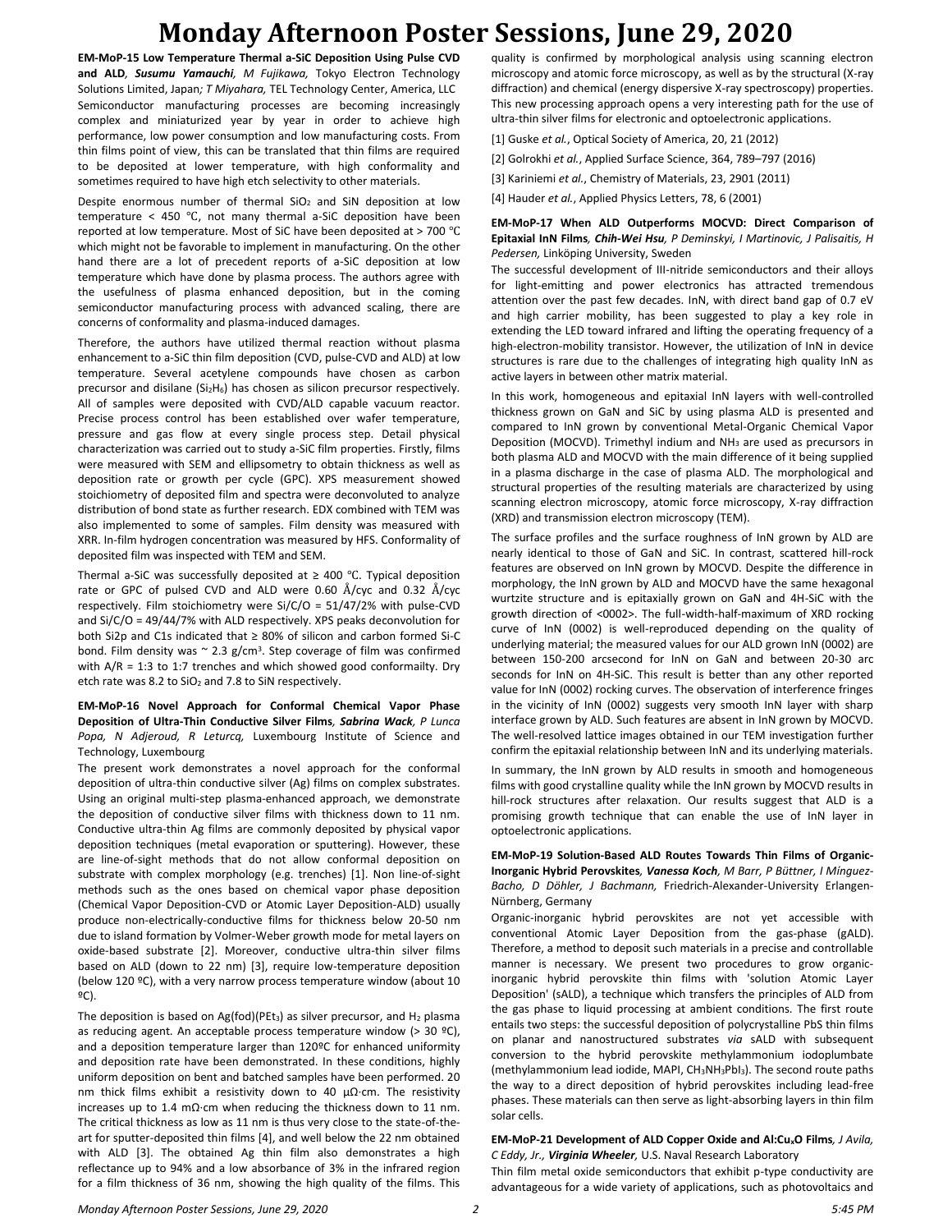**EM-MoP-15 Low Temperature Thermal a-SiC Deposition Using Pulse CVD and ALD**, ***Susumu Yamauchi***, *M Fujikawa,* Tokyo Electron Technology Solutions Limited, Japan*; T Miyahara,* TEL Technology Center, America, LLC

Semiconductor manufacturing processes are becoming increasingly complex and miniaturized year by year in order to achieve high performance, low power consumption and low manufacturing costs. From thin films point of view, this can be translated that thin films are required to be deposited at lower temperature, with high conformality and sometimes required to have high etch selectivity to other materials.

Despite enormous number of thermal $SiO_2$ and SiN deposition at low temperature < 450 ℃, not many thermal a-SiC deposition have been reported at low temperature. Most of SiC have been deposited at > 700 ℃ which might not be favorable to implement in manufacturing. On the other hand there are a lot of precedent reports of a-SiC deposition at low temperature which have done by plasma process. The authors agree with the usefulness of plasma enhanced deposition, but in the coming semiconductor manufacturing process with advanced scaling, there are concerns of conformality and plasma-induced damages.

Therefore, the authors have utilized thermal reaction without plasma enhancement to a-SiC thin film deposition (CVD, pulse-CVD and ALD) at low temperature. Several acetylene compounds have chosen as carbon precursor and disilane ($Si_2H_6$) has chosen as silicon precursor respectively. All of samples were deposited with CVD/ALD capable vacuum reactor. Precise process control has been established over wafer temperature, pressure and gas flow at every single process step. Detail physical characterization was carried out to study a-SiC film properties. Firstly, films were measured with SEM and ellipsometry to obtain thickness as well as deposition rate or growth per cycle (GPC). XPS measurement showed stoichiometry of deposited film and spectra were deconvoluted to analyze distribution of bond state as further research. EDX combined with TEM was also implemented to some of samples. Film density was measured with XRR. In-film hydrogen concentration was measured by HFS. Conformality of deposited film was inspected with TEM and SEM.

Thermal a-SiC was successfully deposited at ≥ 400 ℃. Typical deposition rate or GPC of pulsed CVD and ALD were 0.60 Å/cyc and 0.32 Å/cyc respectively. Film stoichiometry were Si/C/O = 51/47/2% with pulse-CVD and Si/C/O = 49/44/7% with ALD respectively. XPS peaks deconvolution for both Si2p and C1s indicated that ≥ 80% of silicon and carbon formed Si-C bond. Film density was ~ 2.3 g/cm³. Step coverage of film was confirmed with A/R = 1:3 to 1:7 trenches and which showed good conformality. Dry etch rate was 8.2 to $SiO_2$ and 7.8 to SiN respectively.

**EM-MoP-16 Novel Approach for Conformal Chemical Vapor Phase Deposition of Ultra-Thin Conductive Silver Films**, ***Sabrina Wack***, *P Lunca Popa, N Adjeroud, R Leturcq,* Luxembourg Institute of Science and Technology, Luxembourg

The present work demonstrates a novel approach for the conformal deposition of ultra-thin conductive silver (Ag) films on complex substrates. Using an original multi-step plasma-enhanced approach, we demonstrate the deposition of conductive silver films with thickness down to 11 nm. Conductive ultra-thin Ag films are commonly deposited by physical vapor deposition techniques (metal evaporation or sputtering). However, these are line-of-sight methods that do not allow conformal deposition on substrate with complex morphology (e.g. trenches) [1]. Non line-of-sight methods such as the ones based on chemical vapor phase deposition (Chemical Vapor Deposition-CVD or Atomic Layer Deposition-ALD) usually produce non-electrically-conductive films for thickness below 20-50 nm due to island formation by Volmer-Weber growth mode for metal layers on oxide-based substrate [2]. Moreover, conductive ultra-thin silver films based on ALD (down to 22 nm) [3], require low-temperature deposition (below 120 ºC), with a very narrow process temperature window (about 10 ºC).

The deposition is based on Ag(fod)($PEt_3$) as silver precursor, and $H_2$ plasma as reducing agent. An acceptable process temperature window (> 30 ºC), and a deposition temperature larger than 120ºC for enhanced uniformity and deposition rate have been demonstrated. In these conditions, highly uniform deposition on bent and batched samples have been performed. 20 nm thick films exhibit a resistivity down to 40 µΩ·cm. The resistivity increases up to 1.4 mΩ·cm when reducing the thickness down to 11 nm. The critical thickness as low as 11 nm is thus very close to the state-of-the-art for sputter-deposited thin films [4], and well below the 22 nm obtained with ALD [3]. The obtained Ag thin film also demonstrates a high reflectance up to 94% and a low absorbance of 3% in the infrared region for a film thickness of 36 nm, showing the high quality of the films. This quality is confirmed by morphological analysis using scanning electron microscopy and atomic force microscopy, as well as by the structural (X-ray diffraction) and chemical (energy dispersive X-ray spectroscopy) properties. This new processing approach opens a very interesting path for the use of ultra-thin silver films for electronic and optoelectronic applications.

[1] Guske *et al.*, Optical Society of America, 20, 21 (2012)

[2] Golrokhi *et al.*, Applied Surface Science, 364, 789–797 (2016)

[3] Kariniemi *et al.*, Chemistry of Materials, 23, 2901 (2011)

[4] Hauder *et al.*, Applied Physics Letters, 78, 6 (2001)

**EM-MoP-17 When ALD Outperforms MOCVD: Direct Comparison of Epitaxial InN Films**, ***Chih-Wei Hsu***, *P Deminskyi, I Martinovic, J Palisaitis, H Pedersen,* Linköping University, Sweden

The successful development of III-nitride semiconductors and their alloys for light-emitting and power electronics has attracted tremendous attention over the past few decades. InN, with direct band gap of 0.7 eV and high carrier mobility, has been suggested to play a key role in extending the LED toward infrared and lifting the operating frequency of a high-electron-mobility transistor. However, the utilization of InN in device structures is rare due to the challenges of integrating high quality InN as active layers in between other matrix material.

In this work, homogeneous and epitaxial InN layers with well-controlled thickness grown on GaN and SiC by using plasma ALD is presented and compared to InN grown by conventional Metal-Organic Chemical Vapor Deposition (MOCVD). Trimethyl indium and $NH_3$ are used as precursors in both plasma ALD and MOCVD with the main difference of it being supplied in a plasma discharge in the case of plasma ALD. The morphological and structural properties of the resulting materials are characterized by using scanning electron microscopy, atomic force microscopy, X-ray diffraction (XRD) and transmission electron microscopy (TEM).

The surface profiles and the surface roughness of InN grown by ALD are nearly identical to those of GaN and SiC. In contrast, scattered hill-rock features are observed on InN grown by MOCVD. Despite the difference in morphology, the InN grown by ALD and MOCVD have the same hexagonal wurtzite structure and is epitaxially grown on GaN and 4H-SiC with the growth direction of <0002>. The full-width-half-maximum of XRD rocking curve of InN (0002) is well-reproduced depending on the quality of underlying material; the measured values for our ALD grown InN (0002) are between 150-200 arcsecond for InN on GaN and between 20-30 arc seconds for InN on 4H-SiC. This result is better than any other reported value for InN (0002) rocking curves. The observation of interference fringes in the vicinity of InN (0002) suggests very smooth InN layer with sharp interface grown by ALD. Such features are absent in InN grown by MOCVD. The well-resolved lattice images obtained in our TEM investigation further confirm the epitaxial relationship between InN and its underlying materials.

In summary, the InN grown by ALD results in smooth and homogeneous films with good crystalline quality while the InN grown by MOCVD results in hill-rock structures after relaxation. Our results suggest that ALD is a promising growth technique that can enable the use of InN layer in optoelectronic applications.

**EM-MoP-19 Solution-Based ALD Routes Towards Thin Films of Organic-Inorganic Hybrid Perovskites**, ***Vanessa Koch***, *M Barr, P Büttner, I Minguez-Bacho, D Döhler, J Bachmann,* Friedrich-Alexander-University Erlangen-Nürnberg, Germany

Organic-inorganic hybrid perovskites are not yet accessible with conventional Atomic Layer Deposition from the gas-phase (gALD). Therefore, a method to deposit such materials in a precise and controllable manner is necessary. We present two procedures to grow organic-inorganic hybrid perovskite thin films with 'solution Atomic Layer Deposition' (sALD), a technique which transfers the principles of ALD from the gas phase to liquid processing at ambient conditions. The first route entails two steps: the successful deposition of polycrystalline PbS thin films on planar and nanostructured substrates *via* sALD with subsequent conversion to the hybrid perovskite methylammonium iodoplumbate (methylammonium lead iodide, MAPI, $CH_3NH_3PbI_3$). The second route paths the way to a direct deposition of hybrid perovskites including lead-free phases. These materials can then serve as light-absorbing layers in thin film solar cells.

**EM-MoP-21 Development of ALD Copper Oxide and Al:$Cu_xO$ Films**, *J Avila, C Eddy, Jr.,* ***Virginia Wheeler***, U.S. Naval Research Laboratory

Thin film metal oxide semiconductors that exhibit p-type conductivity are advantageous for a wide variety of applications, such as photovoltaics and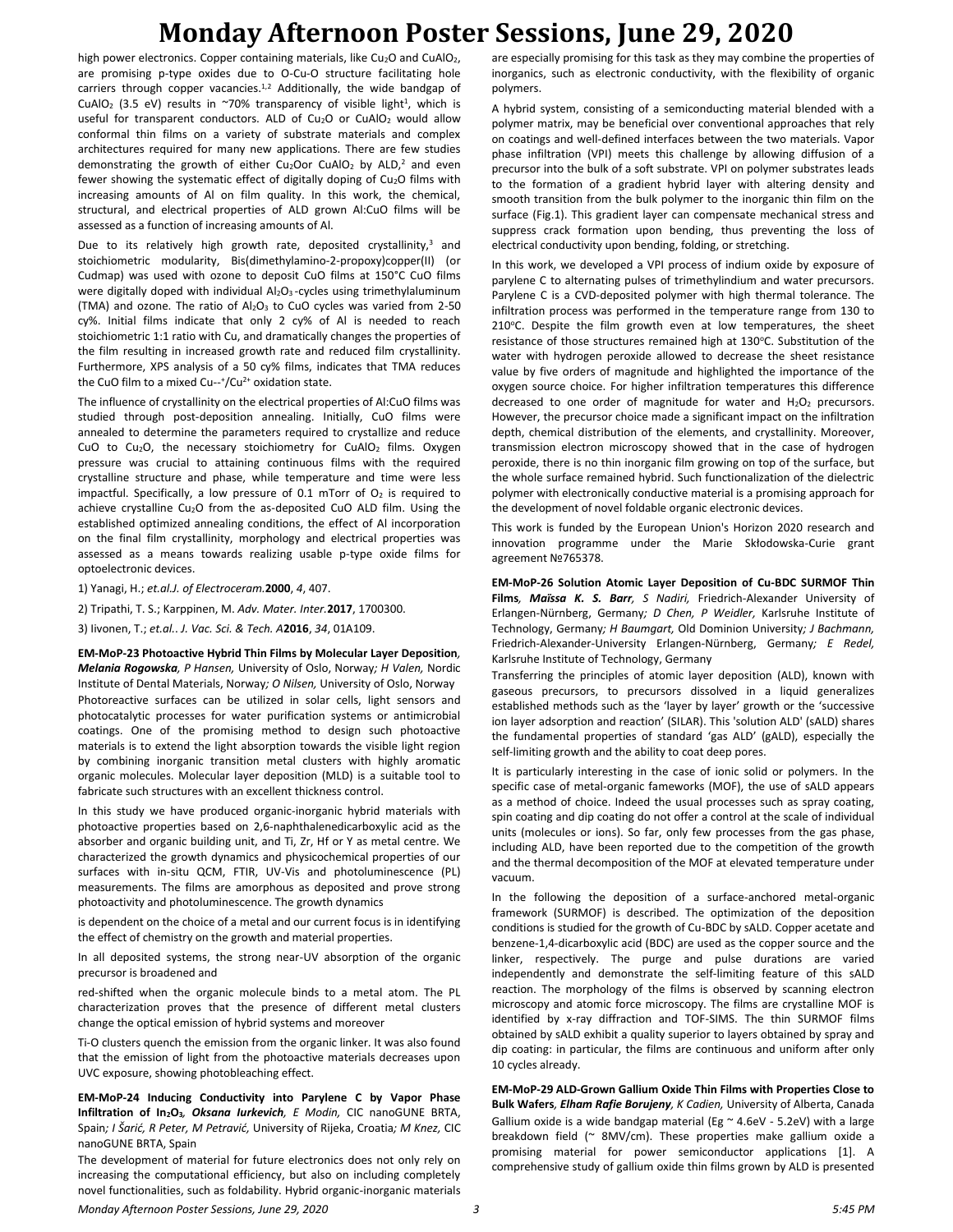high power electronics. Copper containing materials, like $Cu_2O$ and $CuAlO_2$, are promising p-type oxides due to O-Cu-O structure facilitating hole carriers through copper vacancies.[1,2] Additionally, the wide bandgap of $CuAlO_2$ (3.5 eV) results in ~70% transparency of visible light[1], which is useful for transparent conductors. ALD of $Cu_2O$ or $CuAlO_2$ would allow conformal thin films on a variety of substrate materials and complex architectures required for many new applications. There are few studies demonstrating the growth of either $Cu_2O$or $CuAlO_2$ by ALD,[2] and even fewer showing the systematic effect of digitally doping of $Cu_2O$ films with increasing amounts of Al on film quality. In this work, the chemical, structural, and electrical properties of ALD grown Al:CuO films will be assessed as a function of increasing amounts of Al.

Due to its relatively high growth rate, deposited crystallinity,[3] and stoichiometric modularity, Bis(dimethylamino-2-propoxy)copper(II) (or Cudmap) was used with ozone to deposit CuO films at 150°C CuO films were digitally doped with individual $Al_2O_3$-cycles using trimethylaluminum (TMA) and ozone. The ratio of $Al_2O_3$ to CuO cycles was varied from 2-50 cy%. Initial films indicate that only 2 cy% of Al is needed to reach stoichiometric 1:1 ratio with Cu, and dramatically changes the properties of the film resulting in increased growth rate and reduced film crystallinity. Furthermore, XPS analysis of a 50 cy% films, indicates that TMA reduces the CuO film to a mixed $Cu^{-+}/Cu^{2+}$ oxidation state.

The influence of crystallinity on the electrical properties of Al:CuO films was studied through post-deposition annealing. Initially, CuO films were annealed to determine the parameters required to crystallize and reduce CuO to $Cu_2O$, the necessary stoichiometry for $CuAlO_2$ films. Oxygen pressure was crucial to attaining continuous films with the required crystalline structure and phase, while temperature and time were less impactful. Specifically, a low pressure of 0.1 mTorr of $O_2$ is required to achieve crystalline $Cu_2O$ from the as-deposited CuO ALD film. Using the established optimized annealing conditions, the effect of Al incorporation on the final film crystallinity, morphology and electrical properties was assessed as a means towards realizing usable p-type oxide films for optoelectronic devices.

1) Yanagi, H.; *et.al.J. of Electroceram.***2000**, *4*, 407.

2) Tripathi, T. S.; Karppinen, M. *Adv. Mater. Inter.***2017**, 1700300.

3) Iivonen, T.; *et.al.. J. Vac. Sci. & Tech. A***2016**, *34*, 01A109.

**EM-MoP-23 Photoactive Hybrid Thin Films by Molecular Layer Deposition**, ***Melania Rogowska**, P Hansen,* University of Oslo, Norway*; H Valen,* Nordic Institute of Dental Materials, Norway*; O Nilsen,* University of Oslo, Norway

Photoreactive surfaces can be utilized in solar cells, light sensors and photocatalytic processes for water purification systems or antimicrobial coatings. One of the promising method to design such photoactive materials is to extend the light absorption towards the visible light region by combining inorganic transition metal clusters with highly aromatic organic molecules. Molecular layer deposition (MLD) is a suitable tool to fabricate such structures with an excellent thickness control.

In this study we have produced organic-inorganic hybrid materials with photoactive properties based on 2,6-naphthalenedicarboxylic acid as the absorber and organic building unit, and Ti, Zr, Hf or Y as metal centre. We characterized the growth dynamics and physicochemical properties of our surfaces with in-situ QCM, FTIR, UV-Vis and photoluminescence (PL) measurements. The films are amorphous as deposited and prove strong photoactivity and photoluminescence. The growth dynamics

is dependent on the choice of a metal and our current focus is in identifying the effect of chemistry on the growth and material properties.

In all deposited systems, the strong near-UV absorption of the organic precursor is broadened and

red-shifted when the organic molecule binds to a metal atom. The PL characterization proves that the presence of different metal clusters change the optical emission of hybrid systems and moreover

Ti-O clusters quench the emission from the organic linker. It was also found that the emission of light from the photoactive materials decreases upon UVC exposure, showing photobleaching effect.

**EM-MoP-24 Inducing Conductivity into Parylene C by Vapor Phase Infiltration of $In_2O_3$**, ***Oksana Iurkevich**, E Modin,* CIC nanoGUNE BRTA, Spain*; I Šarić, R Peter, M Petravić,* University of Rijeka, Croatia*; M Knez,* CIC nanoGUNE BRTA, Spain

The development of material for future electronics does not only rely on increasing the computational efficiency, but also on including completely novel functionalities, such as foldability. Hybrid organic-inorganic materials are especially promising for this task as they may combine the properties of inorganics, such as electronic conductivity, with the flexibility of organic polymers.

A hybrid system, consisting of a semiconducting material blended with a polymer matrix, may be beneficial over conventional approaches that rely on coatings and well-defined interfaces between the two materials. Vapor phase infiltration (VPI) meets this challenge by allowing diffusion of a precursor into the bulk of a soft substrate. VPI on polymer substrates leads to the formation of a gradient hybrid layer with altering density and smooth transition from the bulk polymer to the inorganic thin film on the surface (Fig.1). This gradient layer can compensate mechanical stress and suppress crack formation upon bending, thus preventing the loss of electrical conductivity upon bending, folding, or stretching.

In this work, we developed a VPI process of indium oxide by exposure of parylene C to alternating pulses of trimethylindium and water precursors. Parylene C is a CVD-deposited polymer with high thermal tolerance. The infiltration process was performed in the temperature range from 130 to 210°C. Despite the film growth even at low temperatures, the sheet resistance of those structures remained high at 130°C. Substitution of the water with hydrogen peroxide allowed to decrease the sheet resistance value by five orders of magnitude and highlighted the importance of the oxygen source choice. For higher infiltration temperatures this difference decreased to one order of magnitude for water and $H_2O_2$ precursors. However, the precursor choice made a significant impact on the infiltration depth, chemical distribution of the elements, and crystallinity. Moreover, transmission electron microscopy showed that in the case of hydrogen peroxide, there is no thin inorganic film growing on top of the surface, but the whole surface remained hybrid. Such functionalization of the dielectric polymer with electronically conductive material is a promising approach for the development of novel foldable organic electronic devices.

This work is funded by the European Union's Horizon 2020 research and innovation programme under the Marie Skłodowska-Curie grant agreement №765378.

**EM-MoP-26 Solution Atomic Layer Deposition of Cu-BDC SURMOF Thin Films**, ***Maïssa K. S. Barr**, S Nadiri,* Friedrich-Alexander University of Erlangen-Nürnberg, Germany*; D Chen, P Weidler,* Karlsruhe Institute of Technology, Germany*; H Baumgart,* Old Dominion University*; J Bachmann,* Friedrich-Alexander-University Erlangen-Nürnberg, Germany*; E Redel,* Karlsruhe Institute of Technology, Germany

Transferring the principles of atomic layer deposition (ALD), known with gaseous precursors, to precursors dissolved in a liquid generalizes established methods such as the 'layer by layer' growth or the 'successive ion layer adsorption and reaction' (SILAR). This 'solution ALD' (sALD) shares the fundamental properties of standard 'gas ALD' (gALD), especially the self-limiting growth and the ability to coat deep pores.

It is particularly interesting in the case of ionic solid or polymers. In the specific case of metal-organic fameworks (MOF), the use of sALD appears as a method of choice. Indeed the usual processes such as spray coating, spin coating and dip coating do not offer a control at the scale of individual units (molecules or ions). So far, only few processes from the gas phase, including ALD, have been reported due to the competition of the growth and the thermal decomposition of the MOF at elevated temperature under vacuum.

In the following the deposition of a surface-anchored metal-organic framework (SURMOF) is described. The optimization of the deposition conditions is studied for the growth of Cu-BDC by sALD. Copper acetate and benzene-1,4-dicarboxylic acid (BDC) are used as the copper source and the linker, respectively. The purge and pulse durations are varied independently and demonstrate the self-limiting feature of this sALD reaction. The morphology of the films is observed by scanning electron microscopy and atomic force microscopy. The films are crystalline MOF as identified by x-ray diffraction and TOF-SIMS. The thin SURMOF films obtained by sALD exhibit a quality superior to layers obtained by spray and dip coating: in particular, the films are continuous and uniform after only 10 cycles already.

**EM-MoP-29 ALD-Grown Gallium Oxide Thin Films with Properties Close to Bulk Wafers**, ***Elham Rafie Borujeny**, K Cadien,* University of Alberta, Canada

Gallium oxide is a wide bandgap material (Eg ~ 4.6eV - 5.2eV) with a large breakdown field (~ 8MV/cm). These properties make gallium oxide a promising material for power semiconductor applications [1]. A comprehensive study of gallium oxide thin films grown by ALD is presented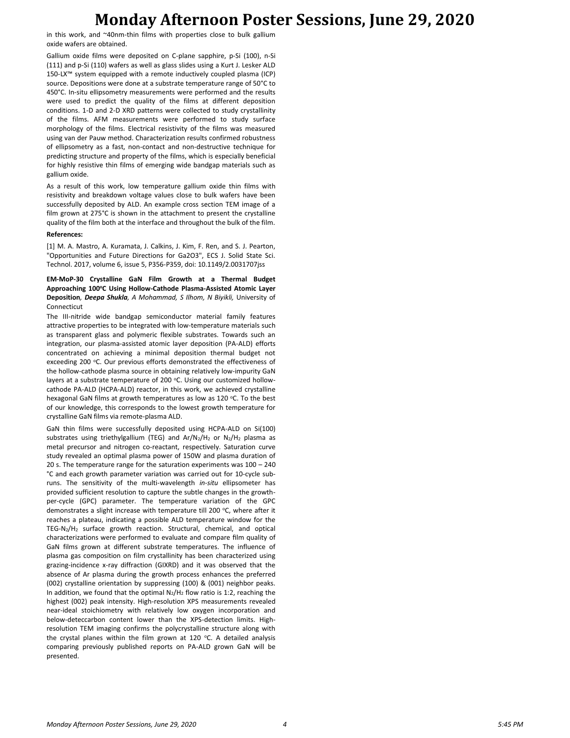in this work, and ~40nm-thin films with properties close to bulk gallium oxide wafers are obtained.

Gallium oxide films were deposited on C-plane sapphire, p-Si (100), n-Si (111) and p-Si (110) wafers as well as glass slides using a Kurt J. Lesker ALD 150-LX™ system equipped with a remote inductively coupled plasma (ICP) source. Depositions were done at a substrate temperature range of 50°C to 450°C. In-situ ellipsometry measurements were performed and the results were used to predict the quality of the films at different deposition conditions. 1-D and 2-D XRD patterns were collected to study crystallinity of the films. AFM measurements were performed to study surface morphology of the films. Electrical resistivity of the films was measured using van der Pauw method. Characterization results confirmed robustness of ellipsometry as a fast, non-contact and non-destructive technique for predicting structure and property of the films, which is especially beneficial for highly resistive thin films of emerging wide bandgap materials such as gallium oxide.

As a result of this work, low temperature gallium oxide thin films with resistivity and breakdown voltage values close to bulk wafers have been successfully deposited by ALD. An example cross section TEM image of a film grown at 275°C is shown in the attachment to present the crystalline quality of the film both at the interface and throughout the bulk of the film.

**References:**

[1] M. A. Mastro, A. Kuramata, J. Calkins, J. Kim, F. Ren, and S. J. Pearton, "Opportunities and Future Directions for Ga2O3", ECS J. Solid State Sci. Technol. 2017, volume 6, issue 5, P356-P359, doi: 10.1149/2.0031707jss

**EM-MoP-30 Crystalline GaN Film Growth at a Thermal Budget Approaching 100°C Using Hollow-Cathode Plasma-Assisted Atomic Layer Deposition**, ***Deepa Shukla***, *A Mohammad, S Ilhom, N Biyikli,* University of Connecticut

The III-nitride wide bandgap semiconductor material family features attractive properties to be integrated with low-temperature materials such as transparent glass and polymeric flexible substrates. Towards such an integration, our plasma-assisted atomic layer deposition (PA-ALD) efforts concentrated on achieving a minimal deposition thermal budget not exceeding 200 °C. Our previous efforts demonstrated the effectiveness of the hollow-cathode plasma source in obtaining relatively low-impurity GaN layers at a substrate temperature of 200 °C. Using our customized hollow-cathode PA-ALD (HCPA-ALD) reactor, in this work, we achieved crystalline hexagonal GaN films at growth temperatures as low as 120 °C. To the best of our knowledge, this corresponds to the lowest growth temperature for crystalline GaN films via remote-plasma ALD.

GaN thin films were successfully deposited using HCPA-ALD on Si(100) substrates using triethylgallium (TEG) and $Ar/N_2/H_2$ or $N_2/H_2$ plasma as metal precursor and nitrogen co-reactant, respectively. Saturation curve study revealed an optimal plasma power of 150W and plasma duration of 20 s. The temperature range for the saturation experiments was 100 – 240 °C and each growth parameter variation was carried out for 10-cycle sub-runs. The sensitivity of the multi-wavelength *in-situ* ellipsometer has provided sufficient resolution to capture the subtle changes in the growth-per-cycle (GPC) parameter. The temperature variation of the GPC demonstrates a slight increase with temperature till 200 °C, where after it reaches a plateau, indicating a possible ALD temperature window for the TEG-$N_2/H_2$ surface growth reaction. Structural, chemical, and optical characterizations were performed to evaluate and compare film quality of GaN films grown at different substrate temperatures. The influence of plasma gas composition on film crystallinity has been characterized using grazing-incidence x-ray diffraction (GIXRD) and it was observed that the absence of Ar plasma during the growth process enhances the preferred (002) crystalline orientation by suppressing (100) & (001) neighbor peaks. In addition, we found that the optimal $N_2/H_2$ flow ratio is 1:2, reaching the highest (002) peak intensity. High-resolution XPS measurements revealed near-ideal stoichiometry with relatively low oxygen incorporation and below-deteccarbon content lower than the XPS-detection limits. High-resolution TEM imaging confirms the polycrystalline structure along with the crystal planes within the film grown at 120 °C. A detailed analysis comparing previously published reports on PA-ALD grown GaN will be presented.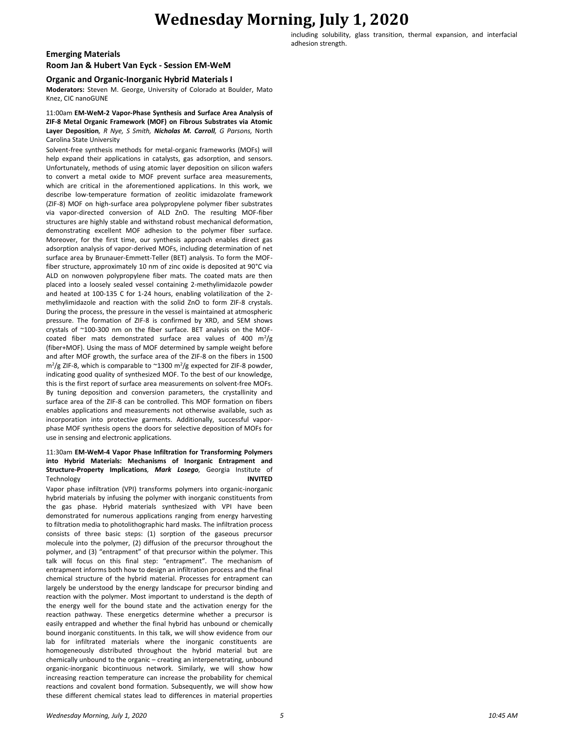## Emerging Materials

### Room Jan & Hubert Van Eyck - Session EM-WeM

### Organic and Organic-Inorganic Hybrid Materials I

**Moderators:** Steven M. George, University of Colorado at Boulder, Mato Knez, CIC nanoGUNE

11:00am **EM-WeM-2 Vapor-Phase Synthesis and Surface Area Analysis of ZIF-8 Metal Organic Framework (MOF) on Fibrous Substrates via Atomic Layer Deposition**, *R Nye, S Smith,* ***Nicholas M. Carroll****, G Parsons,* North Carolina State University

Solvent-free synthesis methods for metal-organic frameworks (MOFs) will help expand their applications in catalysts, gas adsorption, and sensors. Unfortunately, methods of using atomic layer deposition on silicon wafers to convert a metal oxide to MOF prevent surface area measurements, which are critical in the aforementioned applications. In this work, we describe low-temperature formation of zeolitic imidazolate framework (ZIF-8) MOF on high-surface area polypropylene polymer fiber substrates via vapor-directed conversion of ALD ZnO. The resulting MOF-fiber structures are highly stable and withstand robust mechanical deformation, demonstrating excellent MOF adhesion to the polymer fiber surface. Moreover, for the first time, our synthesis approach enables direct gas adsorption analysis of vapor-derived MOFs, including determination of net surface area by Brunauer-Emmett-Teller (BET) analysis. To form the MOF-fiber structure, approximately 10 nm of zinc oxide is deposited at 90°C via ALD on nonwoven polypropylene fiber mats. The coated mats are then placed into a loosely sealed vessel containing 2-methylimidazole powder and heated at 100-135 C for 1-24 hours, enabling volatilization of the 2-methylimidazole and reaction with the solid ZnO to form ZIF-8 crystals. During the process, the pressure in the vessel is maintained at atmospheric pressure. The formation of ZIF-8 is confirmed by XRD, and SEM shows crystals of ~100-300 nm on the fiber surface. BET analysis on the MOF-coated fiber mats demonstrated surface area values of 400 $m^2/g$ (fiber+MOF). Using the mass of MOF determined by sample weight before and after MOF growth, the surface area of the ZIF-8 on the fibers in 1500 $m^2/g$ ZIF-8, which is comparable to ~1300 $m^2/g$ expected for ZIF-8 powder, indicating good quality of synthesized MOF. To the best of our knowledge, this is the first report of surface area measurements on solvent-free MOFs. By tuning deposition and conversion parameters, the crystallinity and surface area of the ZIF-8 can be controlled. This MOF formation on fibers enables applications and measurements not otherwise available, such as incorporation into protective garments. Additionally, successful vapor-phase MOF synthesis opens the doors for selective deposition of MOFs for use in sensing and electronic applications.

11:30am **EM-WeM-4 Vapor Phase Infiltration for Transforming Polymers into Hybrid Materials: Mechanisms of Inorganic Entrapment and Structure-Property Implications**, ***Mark Losego,*** Georgia Institute of Technology **INVITED**

Vapor phase infiltration (VPI) transforms polymers into organic-inorganic hybrid materials by infusing the polymer with inorganic constituents from the gas phase. Hybrid materials synthesized with VPI have been demonstrated for numerous applications ranging from energy harvesting to filtration media to photolithographic hard masks. The infiltration process consists of three basic steps: (1) sorption of the gaseous precursor molecule into the polymer, (2) diffusion of the precursor throughout the polymer, and (3) "entrapment" of that precursor within the polymer. This talk will focus on this final step: "entrapment". The mechanism of entrapment informs both how to design an infiltration process and the final chemical structure of the hybrid material. Processes for entrapment can largely be understood by the energy landscape for precursor binding and reaction with the polymer. Most important to understand is the depth of the energy well for the bound state and the activation energy for the reaction pathway. These energetics determine whether a precursor is easily entrapped and whether the final hybrid has unbound or chemically bound inorganic constituents. In this talk, we will show evidence from our lab for infiltrated materials where the inorganic constituents are homogeneously distributed throughout the hybrid material but are chemically unbound to the organic – creating an interpenetrating, unbound organic-inorganic bicontinuous network. Similarly, we will show how increasing reaction temperature can increase the probability for chemical reactions and covalent bond formation. Subsequently, we will show how these different chemical states lead to differences in material properties including solubility, glass transition, thermal expansion, and interfacial adhesion strength.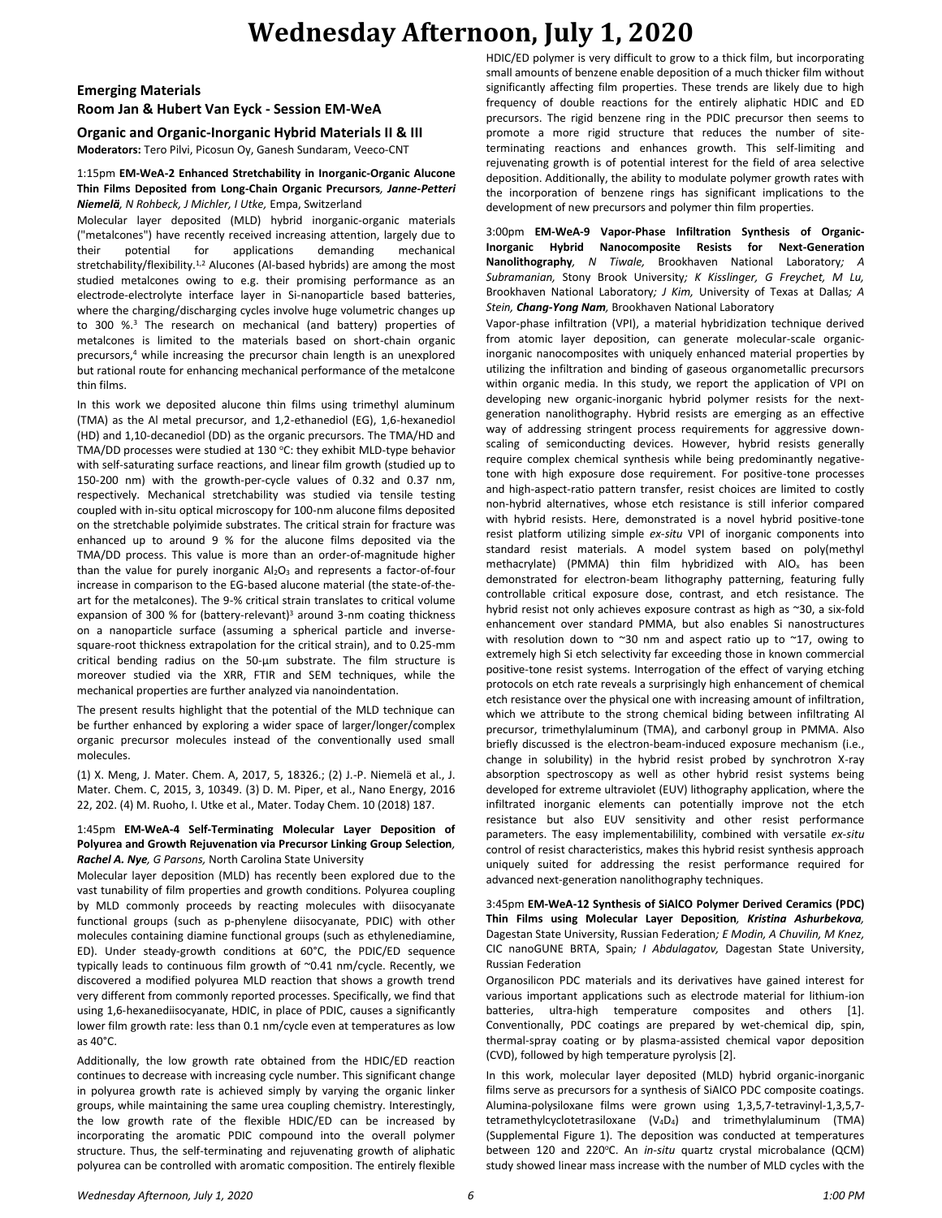# Wednesday Afternoon, July 1, 2020

## Emerging Materials

### Room Jan & Hubert Van Eyck - Session EM-WeA

### Organic and Organic-Inorganic Hybrid Materials II & III

**Moderators:** Tero Pilvi, Picosun Oy, Ganesh Sundaram, Veeco-CNT

1:15pm **EM-WeA-2 Enhanced Stretchability in Inorganic-Organic Alucone Thin Films Deposited from Long-Chain Organic Precursors**, ***Janne-Petteri Niemelä***, *N Rohbeck, J Michler, I Utke,* Empa, Switzerland

Molecular layer deposited (MLD) hybrid inorganic-organic materials ("metalcones") have recently received increasing attention, largely due to their potential for applications demanding mechanical stretchability/flexibility.[1,2] Alucones (Al-based hybrids) are among the most studied metalcones owing to e.g. their promising performance as an electrode-electrolyte interface layer in Si-nanoparticle based batteries, where the charging/discharging cycles involve huge volumetric changes up to 300 %.[3] The research on mechanical (and battery) properties of metalcones is limited to the materials based on short-chain organic precursors,[4] while increasing the precursor chain length is an unexplored but rational route for enhancing mechanical performance of the metalcone thin films.

In this work we deposited alucone thin films using trimethyl aluminum (TMA) as the Al metal precursor, and 1,2-ethanediol (EG), 1,6-hexanediol (HD) and 1,10-decanediol (DD) as the organic precursors. The TMA/HD and TMA/DD processes were studied at 130 °C: they exhibit MLD-type behavior with self-saturating surface reactions, and linear film growth (studied up to 150-200 nm) with the growth-per-cycle values of 0.32 and 0.37 nm, respectively. Mechanical stretchability was studied via tensile testing coupled with in-situ optical microscopy for 100-nm alucone films deposited on the stretchable polyimide substrates. The critical strain for fracture was enhanced up to around 9 % for the alucone films deposited via the TMA/DD process. This value is more than an order-of-magnitude higher than the value for purely inorganic $Al_2O_3$ and represents a factor-of-four increase in comparison to the EG-based alucone material (the state-of-the-art for the metalcones). The 9-% critical strain translates to critical volume expansion of 300 % for (battery-relevant)[3] around 3-nm coating thickness on a nanoparticle surface (assuming a spherical particle and inverse-square-root thickness extrapolation for the critical strain), and to 0.25-mm critical bending radius on the 50-µm substrate. The film structure is moreover studied via the XRR, FTIR and SEM techniques, while the mechanical properties are further analyzed via nanoindentation.

The present results highlight that the potential of the MLD technique can be further enhanced by exploring a wider space of larger/longer/complex organic precursor molecules instead of the conventionally used small molecules.

(1) X. Meng, J. Mater. Chem. A, 2017, 5, 18326.; (2) J.-P. Niemelä et al., J. Mater. Chem. C, 2015, 3, 10349. (3) D. M. Piper, et al., Nano Energy, 2016 22, 202. (4) M. Ruoho, I. Utke et al., Mater. Today Chem. 10 (2018) 187.

1:45pm **EM-WeA-4 Self-Terminating Molecular Layer Deposition of Polyurea and Growth Rejuvenation via Precursor Linking Group Selection**, ***Rachel A. Nye***, *G Parsons,* North Carolina State University

Molecular layer deposition (MLD) has recently been explored due to the vast tunability of film properties and growth conditions. Polyurea coupling by MLD commonly proceeds by reacting molecules with diisocyanate functional groups (such as p-phenylene diisocyanate, PDIC) with other molecules containing diamine functional groups (such as ethylenediamine, ED). Under steady-growth conditions at 60°C, the PDIC/ED sequence typically leads to continuous film growth of ~0.41 nm/cycle. Recently, we discovered a modified polyurea MLD reaction that shows a growth trend very different from commonly reported processes. Specifically, we find that using 1,6-hexanediisocyanate, HDIC, in place of PDIC, causes a significantly lower film growth rate: less than 0.1 nm/cycle even at temperatures as low as 40°C.

Additionally, the low growth rate obtained from the HDIC/ED reaction continues to decrease with increasing cycle number. This significant change in polyurea growth rate is achieved simply by varying the organic linker groups, while maintaining the same urea coupling chemistry. Interestingly, the low growth rate of the flexible HDIC/ED can be increased by incorporating the aromatic PDIC compound into the overall polymer structure. Thus, the self-terminating and rejuvenating growth of aliphatic polyurea can be controlled with aromatic composition. The entirely flexible HDIC/ED polymer is very difficult to grow to a thick film, but incorporating small amounts of benzene enable deposition of a much thicker film without significantly affecting film properties. These trends are likely due to high frequency of double reactions for the entirely aliphatic HDIC and ED precursors. The rigid benzene ring in the PDIC precursor then seems to promote a more rigid structure that reduces the number of site-terminating reactions and enhances growth. This self-limiting and rejuvenating growth is of potential interest for the field of area selective deposition. Additionally, the ability to modulate polymer growth rates with the incorporation of benzene rings has significant implications to the development of new precursors and polymer thin film properties.

3:00pm **EM-WeA-9 Vapor-Phase Infiltration Synthesis of Organic-Inorganic Hybrid Nanocomposite Resists for Next-Generation Nanolithography**, *N Tiwale,* Brookhaven National Laboratory*; A Subramanian,* Stony Brook University*; K Kisslinger, G Freychet, M Lu,* Brookhaven National Laboratory*; J Kim,* University of Texas at Dallas*; A Stein,* ***Chang-Yong Nam***, Brookhaven National Laboratory

Vapor-phase infiltration (VPI), a material hybridization technique derived from atomic layer deposition, can generate molecular-scale organic-inorganic nanocomposites with uniquely enhanced material properties by utilizing the infiltration and binding of gaseous organometallic precursors within organic media. In this study, we report the application of VPI on developing new organic-inorganic hybrid polymer resists for the next-generation nanolithography. Hybrid resists are emerging as an effective way of addressing stringent process requirements for aggressive down-scaling of semiconducting devices. However, hybrid resists generally require complex chemical synthesis while being predominantly negative-tone with high exposure dose requirement. For positive-tone processes and high-aspect-ratio pattern transfer, resist choices are limited to costly non-hybrid alternatives, whose etch resistance is still inferior compared with hybrid resists. Here, demonstrated is a novel hybrid positive-tone resist platform utilizing simple *ex-situ* VPI of inorganic components into standard resist materials. A model system based on poly(methyl methacrylate) (PMMA) thin film hybridized with $AlO_x$ has been demonstrated for electron-beam lithography patterning, featuring fully controllable critical exposure dose, contrast, and etch resistance. The hybrid resist not only achieves exposure contrast as high as ~30, a six-fold enhancement over standard PMMA, but also enables Si nanostructures with resolution down to ~30 nm and aspect ratio up to ~17, owing to extremely high Si etch selectivity far exceeding those in known commercial positive-tone resist systems. Interrogation of the effect of varying etching protocols on etch rate reveals a surprisingly high enhancement of chemical etch resistance over the physical one with increasing amount of infiltration, which we attribute to the strong chemical biding between infiltrating Al precursor, trimethylaluminum (TMA), and carbonyl group in PMMA. Also briefly discussed is the electron-beam-induced exposure mechanism (i.e., change in solubility) in the hybrid resist probed by synchrotron X-ray absorption spectroscopy as well as other hybrid resist systems being developed for extreme ultraviolet (EUV) lithography application, where the infiltrated inorganic elements can potentially improve not the etch resistance but also EUV sensitivity and other resist performance parameters. The easy implementabilility, combined with versatile *ex-situ* control of resist characteristics, makes this hybrid resist synthesis approach uniquely suited for addressing the resist performance required for advanced next-generation nanolithography techniques.

3:45pm **EM-WeA-12 Synthesis of SiAlCO Polymer Derived Ceramics (PDC) Thin Films using Molecular Layer Deposition**, ***Kristina Ashurbekova***, Dagestan State University, Russian Federation*; E Modin, A Chuvilin, M Knez,* CIC nanoGUNE BRTA, Spain*; I Abdulagatov,* Dagestan State University, Russian Federation

Organosilicon PDC materials and its derivatives have gained interest for various important applications such as electrode material for lithium-ion batteries, ultra-high temperature composites and others [1]. Conventionally, PDC coatings are prepared by wet-chemical dip, spin, thermal-spray coating or by plasma-assisted chemical vapor deposition (CVD), followed by high temperature pyrolysis [2].

In this work, molecular layer deposited (MLD) hybrid organic-inorganic films serve as precursors for a synthesis of SiAlCO PDC composite coatings. Alumina-polysiloxane films were grown using 1,3,5,7-tetravinyl-1,3,5,7-tetramethylcyclotetrasiloxane ($V_4D_4$) and trimethylaluminum (TMA) (Supplemental Figure 1). The deposition was conducted at temperatures between 120 and 220°C. An *in-situ* quartz crystal microbalance (QCM) study showed linear mass increase with the number of MLD cycles with the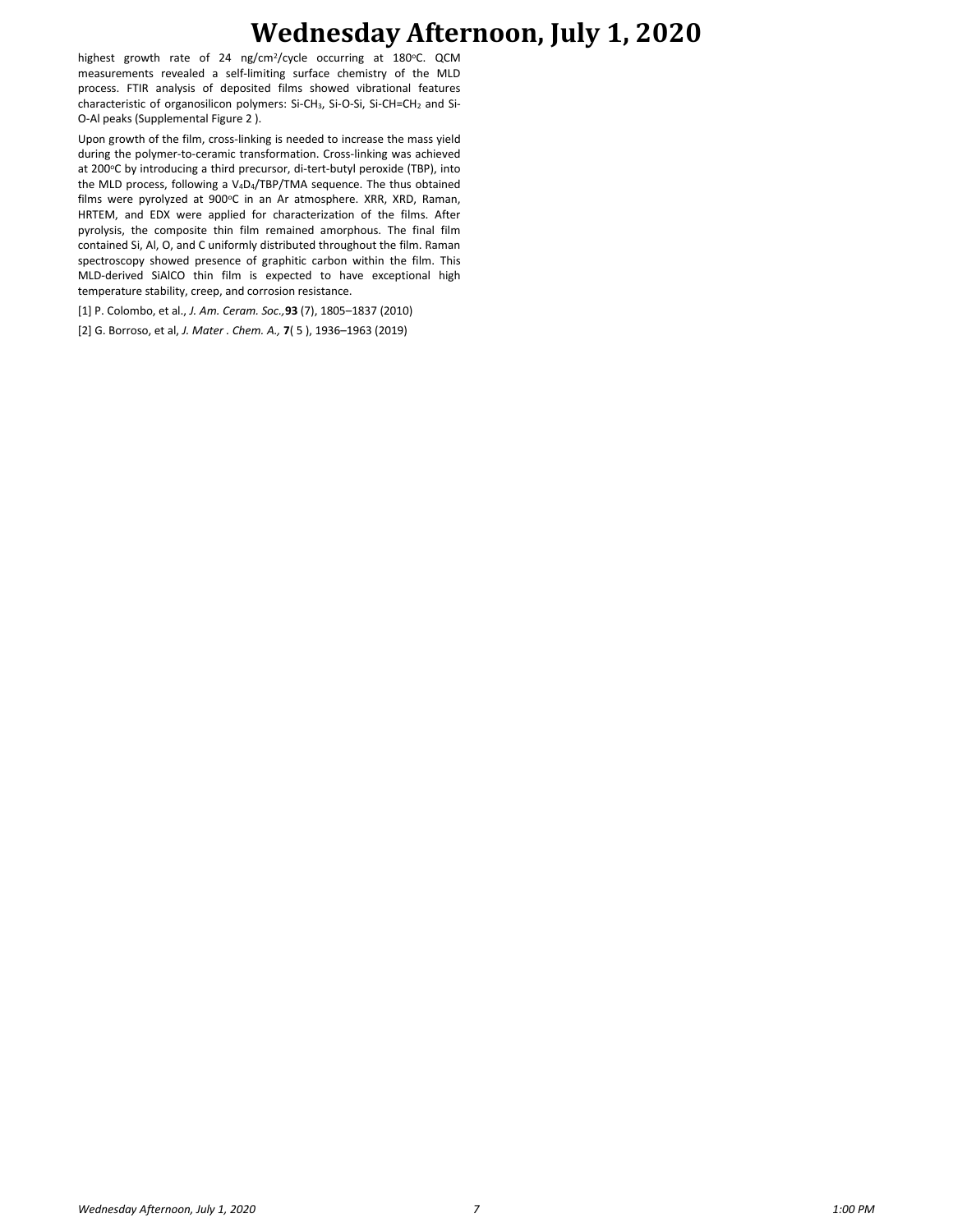highest growth rate of 24 ng/cm$^2$/cycle occurring at 180$^o$C. QCM measurements revealed a self-limiting surface chemistry of the MLD process. FTIR analysis of deposited films showed vibrational features characteristic of organosilicon polymers: Si-$CH_3$, Si-O-Si, Si-CH=$CH_2$ and Si-O-Al peaks (Supplemental Figure 2 ).

Upon growth of the film, cross-linking is needed to increase the mass yield during the polymer-to-ceramic transformation. Cross-linking was achieved at 200$^o$C by introducing a third precursor, di-tert-butyl peroxide (TBP), into the MLD process, following a $V_4D_4$/TBP/TMA sequence. The thus obtained films were pyrolyzed at 900$^o$C in an Ar atmosphere. XRR, XRD, Raman, HRTEM, and EDX were applied for characterization of the films. After pyrolysis, the composite thin film remained amorphous. The final film contained Si, Al, O, and C uniformly distributed throughout the film. Raman spectroscopy showed presence of graphitic carbon within the film. This MLD-derived SiAlCO thin film is expected to have exceptional high temperature stability, creep, and corrosion resistance.

[1] P. Colombo, et al., *J. Am. Ceram. Soc.,* **93** (7), 1805–1837 (2010)

[2] G. Borroso, et al, *J. Mater . Chem. A.,* **7**( 5 ), 1936–1963 (2019)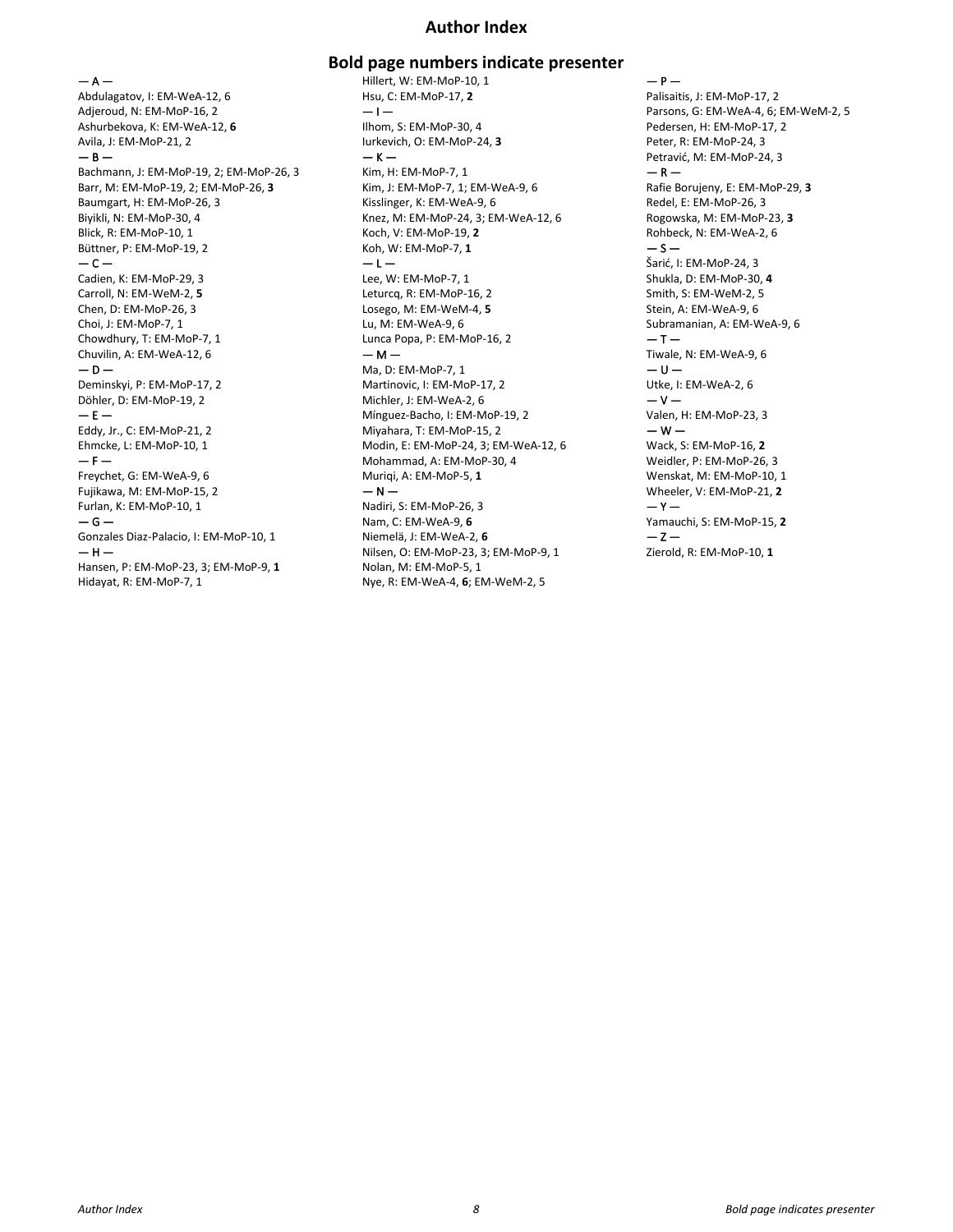# Author Index

## Bold page numbers indicate presenter

— A —
Abdulagatov, I: EM-WeA-12, 6
Adjeroud, N: EM-MoP-16, 2
Ashurbekova, K: EM-WeA-12, **6**
Avila, J: EM-MoP-21, 2
— B —
Bachmann, J: EM-MoP-19, 2; EM-MoP-26, 3
Barr, M: EM-MoP-19, 2; EM-MoP-26, **3**
Baumgart, H: EM-MoP-26, 3
Biyikli, N: EM-MoP-30, 4
Blick, R: EM-MoP-10, 1
Büttner, P: EM-MoP-19, 2
— C —
Cadien, K: EM-MoP-29, 3
Carroll, N: EM-WeM-2, **5**
Chen, D: EM-MoP-26, 3
Choi, J: EM-MoP-7, 1
Chowdhury, T: EM-MoP-7, 1
Chuvilin, A: EM-WeA-12, 6
— D —
Deminskyi, P: EM-MoP-17, 2
Döhler, D: EM-MoP-19, 2
— E —
Eddy, Jr., C: EM-MoP-21, 2
Ehmcke, L: EM-MoP-10, 1
— F —
Freychet, G: EM-WeA-9, 6
Fujikawa, M: EM-MoP-15, 2
Furlan, K: EM-MoP-10, 1
— G —
Gonzales Diaz-Palacio, I: EM-MoP-10, 1
— H —
Hansen, P: EM-MoP-23, 3; EM-MoP-9, **1**
Hidayat, R: EM-MoP-7, 1
Hillert, W: EM-MoP-10, 1
Hsu, C: EM-MoP-17, **2**
— I —
Ilhom, S: EM-MoP-30, 4
Iurkevich, O: EM-MoP-24, **3**
— K —
Kim, H: EM-MoP-7, 1
Kim, J: EM-MoP-7, 1; EM-WeA-9, 6
Kisslinger, K: EM-WeA-9, 6
Knez, M: EM-MoP-24, 3; EM-WeA-12, 6
Koch, V: EM-MoP-19, **2**
Koh, W: EM-MoP-7, **1**
— L —
Lee, W: EM-MoP-7, 1
Leturcq, R: EM-MoP-16, 2
Losego, M: EM-WeM-4, **5**
Lu, M: EM-WeA-9, 6
Lunca Popa, P: EM-MoP-16, 2
— M —
Ma, D: EM-MoP-7, 1
Martinovic, I: EM-MoP-17, 2
Michler, J: EM-WeA-2, 6
Mínguez-Bacho, I: EM-MoP-19, 2
Miyahara, T: EM-MoP-15, 2
Modin, E: EM-MoP-24, 3; EM-WeA-12, 6
Mohammad, A: EM-MoP-30, 4
Muriqi, A: EM-MoP-5, **1**
— N —
Nadiri, S: EM-MoP-26, 3
Nam, C: EM-WeA-9, **6**
Niemelä, J: EM-WeA-2, **6**
Nilsen, O: EM-MoP-23, 3; EM-MoP-9, 1
Nolan, M: EM-MoP-5, 1
Nye, R: EM-WeA-4, **6**; EM-WeM-2, 5
— P —
Palisaitis, J: EM-MoP-17, 2
Parsons, G: EM-WeA-4, 6; EM-WeM-2, 5
Pedersen, H: EM-MoP-17, 2
Peter, R: EM-MoP-24, 3
Petravić, M: EM-MoP-24, 3
— R —
Rafie Borujeny, E: EM-MoP-29, **3**
Redel, E: EM-MoP-26, 3
Rogowska, M: EM-MoP-23, **3**
Rohbeck, N: EM-WeA-2, 6
— S —
Šarić, I: EM-MoP-24, 3
Shukla, D: EM-MoP-30, **4**
Smith, S: EM-WeM-2, 5
Stein, A: EM-WeA-9, 6
Subramanian, A: EM-WeA-9, 6
— T —
Tiwale, N: EM-WeA-9, 6
— U —
Utke, I: EM-WeA-2, 6
— V —
Valen, H: EM-MoP-23, 3
— W —
Wack, S: EM-MoP-16, **2**
Weidler, P: EM-MoP-26, 3
Wenskat, M: EM-MoP-10, 1
Wheeler, V: EM-MoP-21, **2**
— Y —
Yamauchi, S: EM-MoP-15, **2**
— Z —
Zierold, R: EM-MoP-10, **1**